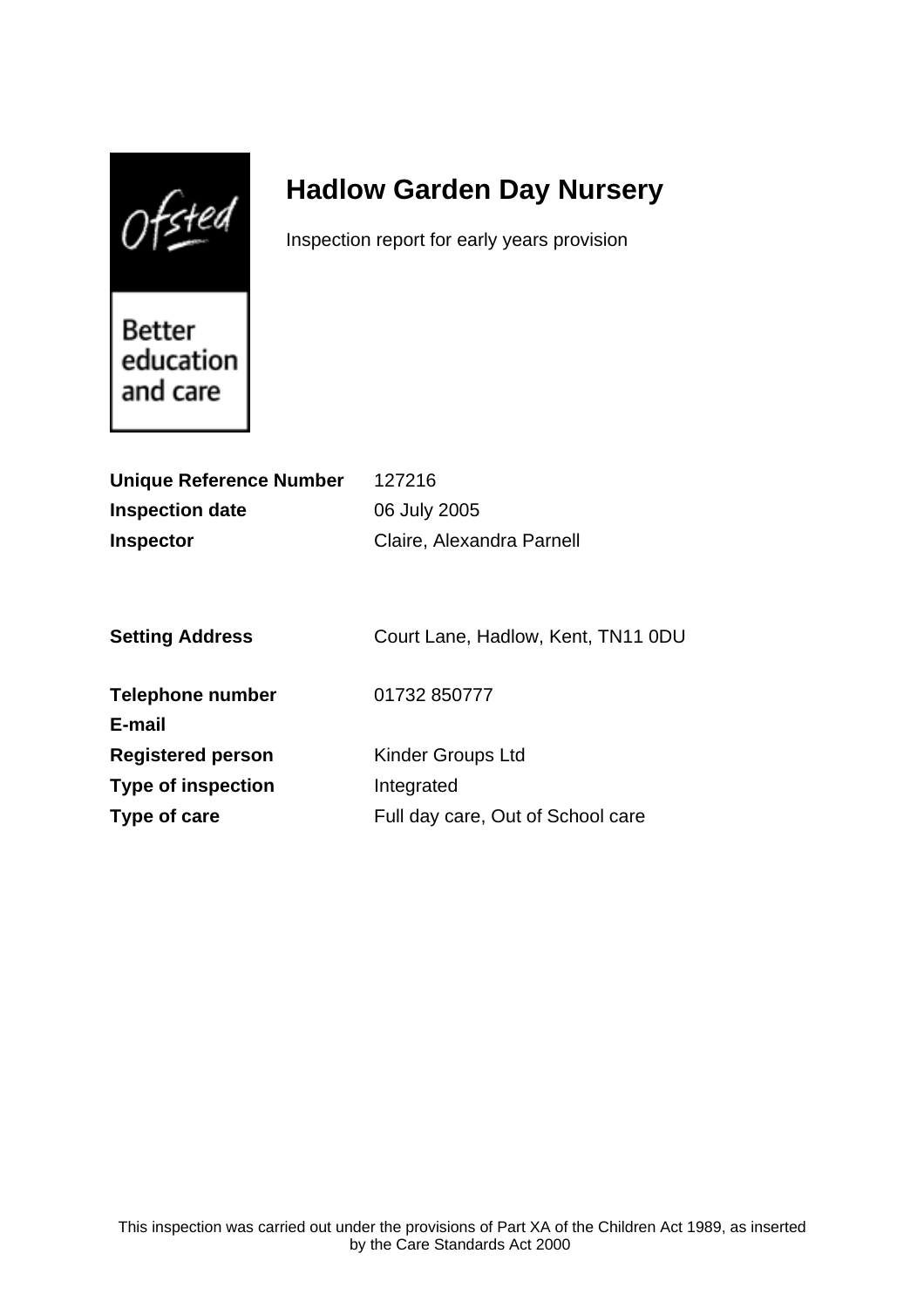Ofsted

Better education and care

# Hadlow Garden Day Nursery

Inspection report for early years provision

| | |
|---|---|
| **Unique Reference Number** | 127216 |
| **Inspection date** | 06 July 2005 |
| **Inspector** | Claire, Alexandra Parnell |

| | |
|---|---|
| **Setting Address** | Court Lane, Hadlow, Kent, TN11 0DU |
| **Telephone number** | 01732 850777 |
| **E-mail** | |
| **Registered person** | Kinder Groups Ltd |
| **Type of inspection** | Integrated |
| **Type of care** | Full day care, Out of School care |

This inspection was carried out under the provisions of Part XA of the Children Act 1989, as inserted by the Care Standards Act 2000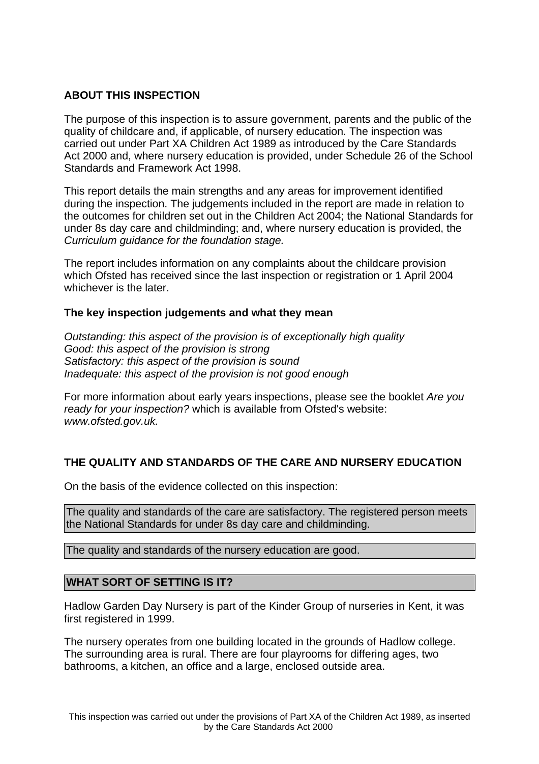## ABOUT THIS INSPECTION

The purpose of this inspection is to assure government, parents and the public of the quality of childcare and, if applicable, of nursery education. The inspection was carried out under Part XA Children Act 1989 as introduced by the Care Standards Act 2000 and, where nursery education is provided, under Schedule 26 of the School Standards and Framework Act 1998.

This report details the main strengths and any areas for improvement identified during the inspection. The judgements included in the report are made in relation to the outcomes for children set out in the Children Act 2004; the National Standards for under 8s day care and childminding; and, where nursery education is provided, the *Curriculum guidance for the foundation stage.*

The report includes information on any complaints about the childcare provision which Ofsted has received since the last inspection or registration or 1 April 2004 whichever is the later.

### The key inspection judgements and what they mean

*Outstanding: this aspect of the provision is of exceptionally high quality*
*Good: this aspect of the provision is strong*
*Satisfactory: this aspect of the provision is sound*
*Inadequate: this aspect of the provision is not good enough*

For more information about early years inspections, please see the booklet *Are you ready for your inspection?* which is available from Ofsted's website: *www.ofsted.gov.uk.*

## THE QUALITY AND STANDARDS OF THE CARE AND NURSERY EDUCATION

On the basis of the evidence collected on this inspection:

The quality and standards of the care are satisfactory. The registered person meets the National Standards for under 8s day care and childminding.

The quality and standards of the nursery education are good.

## WHAT SORT OF SETTING IS IT?

Hadlow Garden Day Nursery is part of the Kinder Group of nurseries in Kent, it was first registered in 1999.

The nursery operates from one building located in the grounds of Hadlow college. The surrounding area is rural. There are four playrooms for differing ages, two bathrooms, a kitchen, an office and a large, enclosed outside area.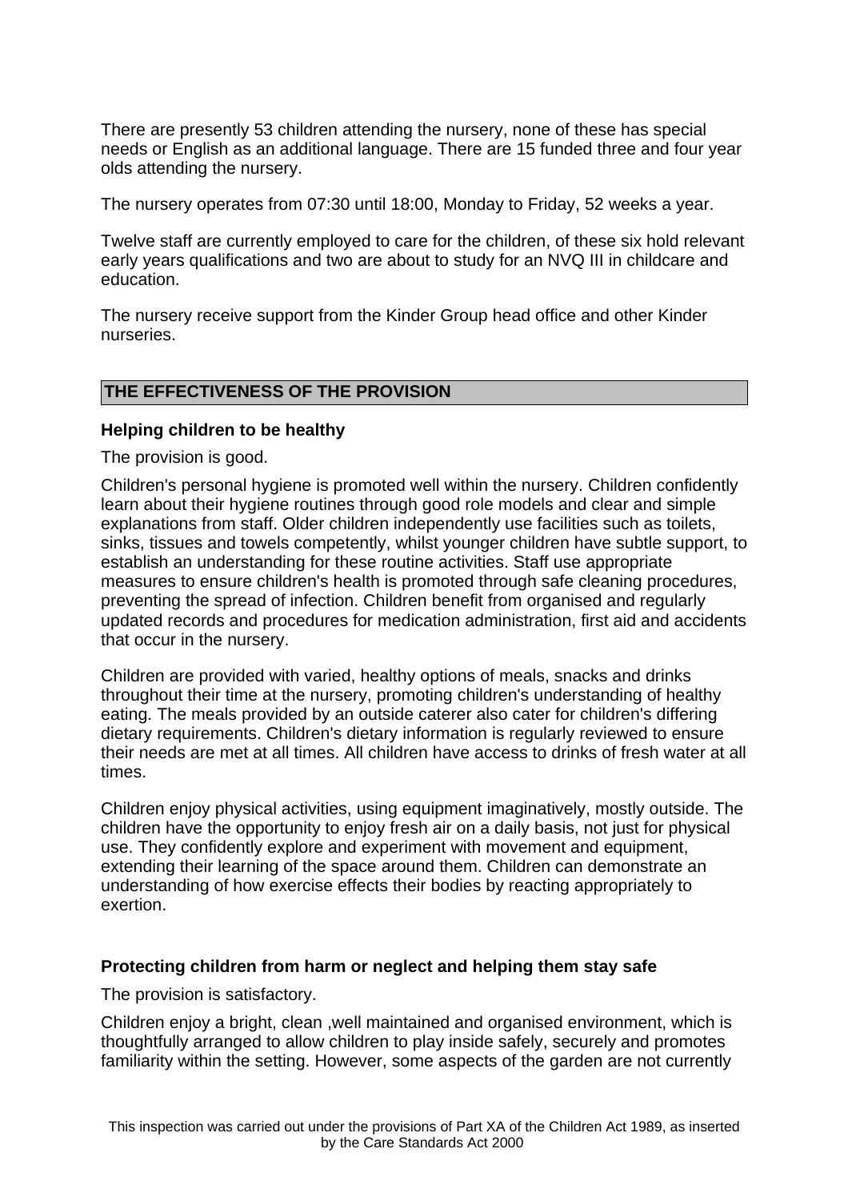There are presently 53 children attending the nursery, none of these has special needs or English as an additional language. There are 15 funded three and four year olds attending the nursery.

The nursery operates from 07:30 until 18:00, Monday to Friday, 52 weeks a year.

Twelve staff are currently employed to care for the children, of these six hold relevant early years qualifications and two are about to study for an NVQ III in childcare and education.

The nursery receive support from the Kinder Group head office and other Kinder nurseries.

## THE EFFECTIVENESS OF THE PROVISION

### Helping children to be healthy

The provision is good.

Children's personal hygiene is promoted well within the nursery. Children confidently learn about their hygiene routines through good role models and clear and simple explanations from staff. Older children independently use facilities such as toilets, sinks, tissues and towels competently, whilst younger children have subtle support, to establish an understanding for these routine activities. Staff use appropriate measures to ensure children's health is promoted through safe cleaning procedures, preventing the spread of infection. Children benefit from organised and regularly updated records and procedures for medication administration, first aid and accidents that occur in the nursery.

Children are provided with varied, healthy options of meals, snacks and drinks throughout their time at the nursery, promoting children's understanding of healthy eating. The meals provided by an outside caterer also cater for children's differing dietary requirements. Children's dietary information is regularly reviewed to ensure their needs are met at all times. All children have access to drinks of fresh water at all times.

Children enjoy physical activities, using equipment imaginatively, mostly outside. The children have the opportunity to enjoy fresh air on a daily basis, not just for physical use. They confidently explore and experiment with movement and equipment, extending their learning of the space around them. Children can demonstrate an understanding of how exercise effects their bodies by reacting appropriately to exertion.

### Protecting children from harm or neglect and helping them stay safe

The provision is satisfactory.

Children enjoy a bright, clean ,well maintained and organised environment, which is thoughtfully arranged to allow children to play inside safely, securely and promotes familiarity within the setting. However, some aspects of the garden are not currently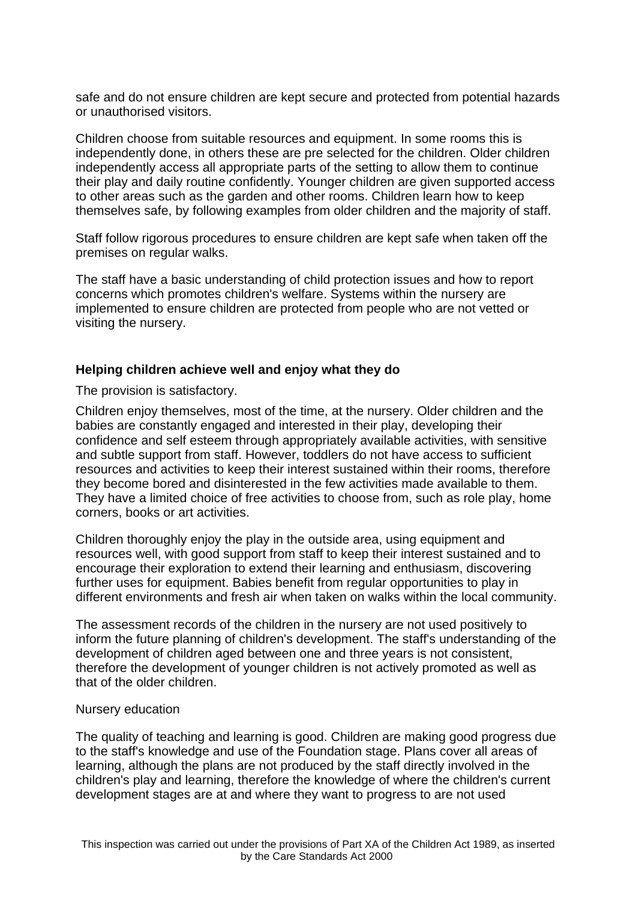safe and do not ensure children are kept secure and protected from potential hazards or unauthorised visitors.

Children choose from suitable resources and equipment. In some rooms this is independently done, in others these are pre selected for the children. Older children independently access all appropriate parts of the setting to allow them to continue their play and daily routine confidently. Younger children are given supported access to other areas such as the garden and other rooms. Children learn how to keep themselves safe, by following examples from older children and the majority of staff.

Staff follow rigorous procedures to ensure children are kept safe when taken off the premises on regular walks.

The staff have a basic understanding of child protection issues and how to report concerns which promotes children's welfare. Systems within the nursery are implemented to ensure children are protected from people who are not vetted or visiting the nursery.

**Helping children achieve well and enjoy what they do**

The provision is satisfactory.

Children enjoy themselves, most of the time, at the nursery. Older children and the babies are constantly engaged and interested in their play, developing their confidence and self esteem through appropriately available activities, with sensitive and subtle support from staff. However, toddlers do not have access to sufficient resources and activities to keep their interest sustained within their rooms, therefore they become bored and disinterested in the few activities made available to them. They have a limited choice of free activities to choose from, such as role play, home corners, books or art activities.

Children thoroughly enjoy the play in the outside area, using equipment and resources well, with good support from staff to keep their interest sustained and to encourage their exploration to extend their learning and enthusiasm, discovering further uses for equipment. Babies benefit from regular opportunities to play in different environments and fresh air when taken on walks within the local community.

The assessment records of the children in the nursery are not used positively to inform the future planning of children's development. The staff's understanding of the development of children aged between one and three years is not consistent, therefore the development of younger children is not actively promoted as well as that of the older children.

Nursery education

The quality of teaching and learning is good. Children are making good progress due to the staff's knowledge and use of the Foundation stage. Plans cover all areas of learning, although the plans are not produced by the staff directly involved in the children's play and learning, therefore the knowledge of where the children's current development stages are at and where they want to progress to are not used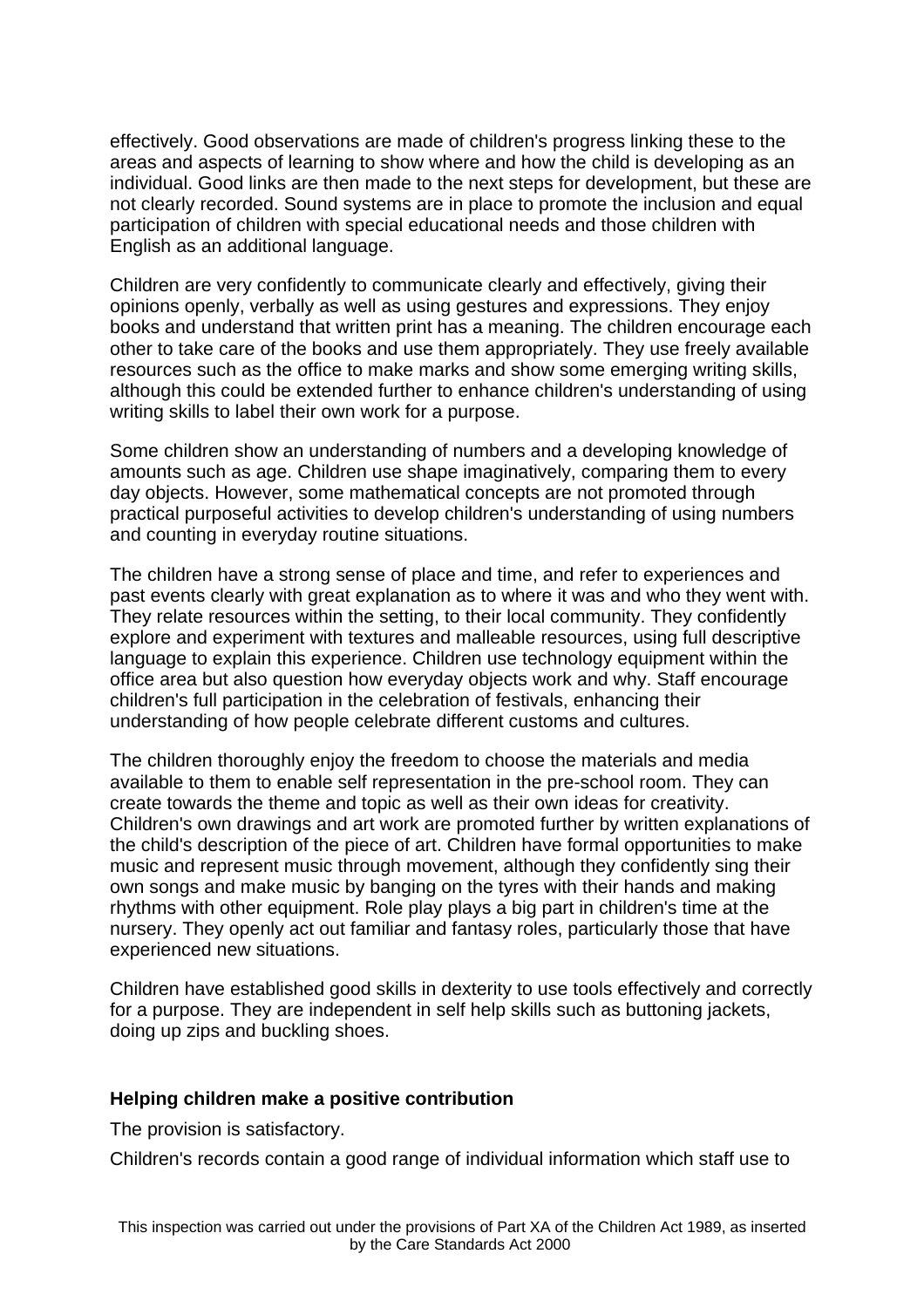effectively. Good observations are made of children's progress linking these to the areas and aspects of learning to show where and how the child is developing as an individual. Good links are then made to the next steps for development, but these are not clearly recorded. Sound systems are in place to promote the inclusion and equal participation of children with special educational needs and those children with English as an additional language.

Children are very confidently to communicate clearly and effectively, giving their opinions openly, verbally as well as using gestures and expressions. They enjoy books and understand that written print has a meaning. The children encourage each other to take care of the books and use them appropriately. They use freely available resources such as the office to make marks and show some emerging writing skills, although this could be extended further to enhance children's understanding of using writing skills to label their own work for a purpose.

Some children show an understanding of numbers and a developing knowledge of amounts such as age. Children use shape imaginatively, comparing them to every day objects. However, some mathematical concepts are not promoted through practical purposeful activities to develop children's understanding of using numbers and counting in everyday routine situations.

The children have a strong sense of place and time, and refer to experiences and past events clearly with great explanation as to where it was and who they went with. They relate resources within the setting, to their local community. They confidently explore and experiment with textures and malleable resources, using full descriptive language to explain this experience. Children use technology equipment within the office area but also question how everyday objects work and why. Staff encourage children's full participation in the celebration of festivals, enhancing their understanding of how people celebrate different customs and cultures.

The children thoroughly enjoy the freedom to choose the materials and media available to them to enable self representation in the pre-school room. They can create towards the theme and topic as well as their own ideas for creativity. Children's own drawings and art work are promoted further by written explanations of the child's description of the piece of art. Children have formal opportunities to make music and represent music through movement, although they confidently sing their own songs and make music by banging on the tyres with their hands and making rhythms with other equipment. Role play plays a big part in children's time at the nursery. They openly act out familiar and fantasy roles, particularly those that have experienced new situations.

Children have established good skills in dexterity to use tools effectively and correctly for a purpose. They are independent in self help skills such as buttoning jackets, doing up zips and buckling shoes.

**Helping children make a positive contribution**

The provision is satisfactory.

Children's records contain a good range of individual information which staff use to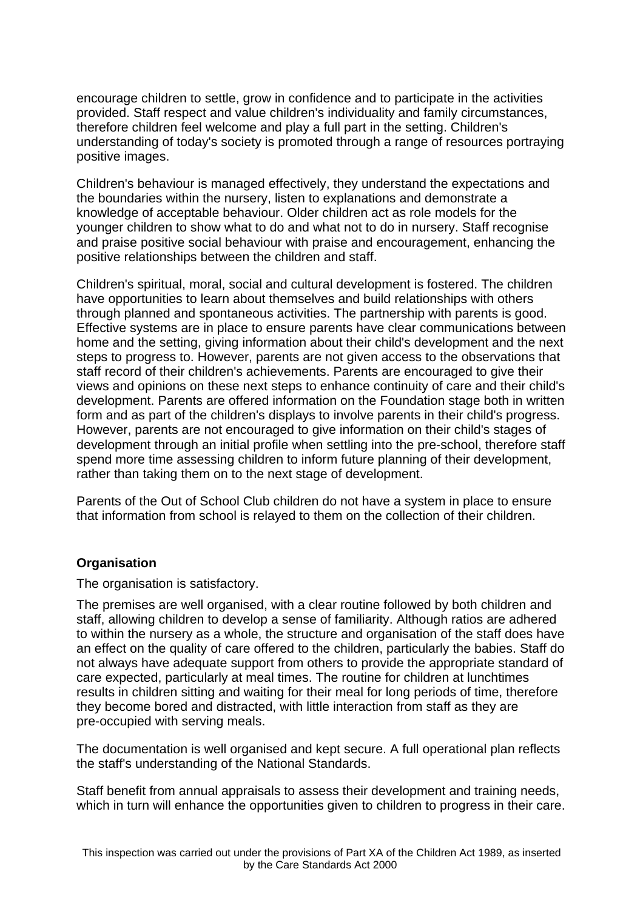encourage children to settle, grow in confidence and to participate in the activities provided. Staff respect and value children's individuality and family circumstances, therefore children feel welcome and play a full part in the setting. Children's understanding of today's society is promoted through a range of resources portraying positive images.

Children's behaviour is managed effectively, they understand the expectations and the boundaries within the nursery, listen to explanations and demonstrate a knowledge of acceptable behaviour. Older children act as role models for the younger children to show what to do and what not to do in nursery. Staff recognise and praise positive social behaviour with praise and encouragement, enhancing the positive relationships between the children and staff.

Children's spiritual, moral, social and cultural development is fostered. The children have opportunities to learn about themselves and build relationships with others through planned and spontaneous activities. The partnership with parents is good. Effective systems are in place to ensure parents have clear communications between home and the setting, giving information about their child's development and the next steps to progress to. However, parents are not given access to the observations that staff record of their children's achievements. Parents are encouraged to give their views and opinions on these next steps to enhance continuity of care and their child's development. Parents are offered information on the Foundation stage both in written form and as part of the children's displays to involve parents in their child's progress. However, parents are not encouraged to give information on their child's stages of development through an initial profile when settling into the pre-school, therefore staff spend more time assessing children to inform future planning of their development, rather than taking them on to the next stage of development.

Parents of the Out of School Club children do not have a system in place to ensure that information from school is relayed to them on the collection of their children.

**Organisation**

The organisation is satisfactory.

The premises are well organised, with a clear routine followed by both children and staff, allowing children to develop a sense of familiarity. Although ratios are adhered to within the nursery as a whole, the structure and organisation of the staff does have an effect on the quality of care offered to the children, particularly the babies. Staff do not always have adequate support from others to provide the appropriate standard of care expected, particularly at meal times. The routine for children at lunchtimes results in children sitting and waiting for their meal for long periods of time, therefore they become bored and distracted, with little interaction from staff as they are pre-occupied with serving meals.

The documentation is well organised and kept secure. A full operational plan reflects the staff's understanding of the National Standards.

Staff benefit from annual appraisals to assess their development and training needs, which in turn will enhance the opportunities given to children to progress in their care.

This inspection was carried out under the provisions of Part XA of the Children Act 1989, as inserted by the Care Standards Act 2000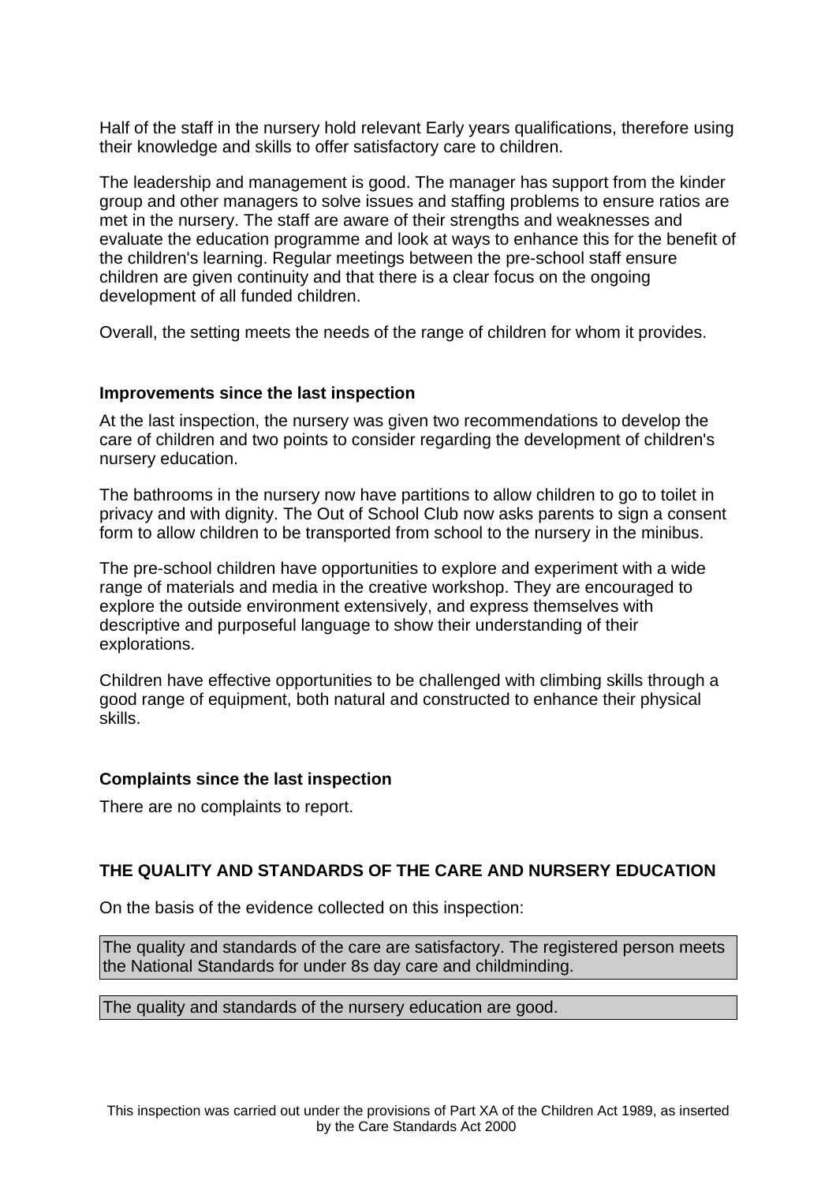Half of the staff in the nursery hold relevant Early years qualifications, therefore using their knowledge and skills to offer satisfactory care to children.

The leadership and management is good. The manager has support from the kinder group and other managers to solve issues and staffing problems to ensure ratios are met in the nursery. The staff are aware of their strengths and weaknesses and evaluate the education programme and look at ways to enhance this for the benefit of the children's learning. Regular meetings between the pre-school staff ensure children are given continuity and that there is a clear focus on the ongoing development of all funded children.

Overall, the setting meets the needs of the range of children for whom it provides.

### Improvements since the last inspection

At the last inspection, the nursery was given two recommendations to develop the care of children and two points to consider regarding the development of children's nursery education.

The bathrooms in the nursery now have partitions to allow children to go to toilet in privacy and with dignity. The Out of School Club now asks parents to sign a consent form to allow children to be transported from school to the nursery in the minibus.

The pre-school children have opportunities to explore and experiment with a wide range of materials and media in the creative workshop. They are encouraged to explore the outside environment extensively, and express themselves with descriptive and purposeful language to show their understanding of their explorations.

Children have effective opportunities to be challenged with climbing skills through a good range of equipment, both natural and constructed to enhance their physical skills.

### Complaints since the last inspection

There are no complaints to report.

### THE QUALITY AND STANDARDS OF THE CARE AND NURSERY EDUCATION

On the basis of the evidence collected on this inspection:

The quality and standards of the care are satisfactory. The registered person meets the National Standards for under 8s day care and childminding.

The quality and standards of the nursery education are good.

This inspection was carried out under the provisions of Part XA of the Children Act 1989, as inserted by the Care Standards Act 2000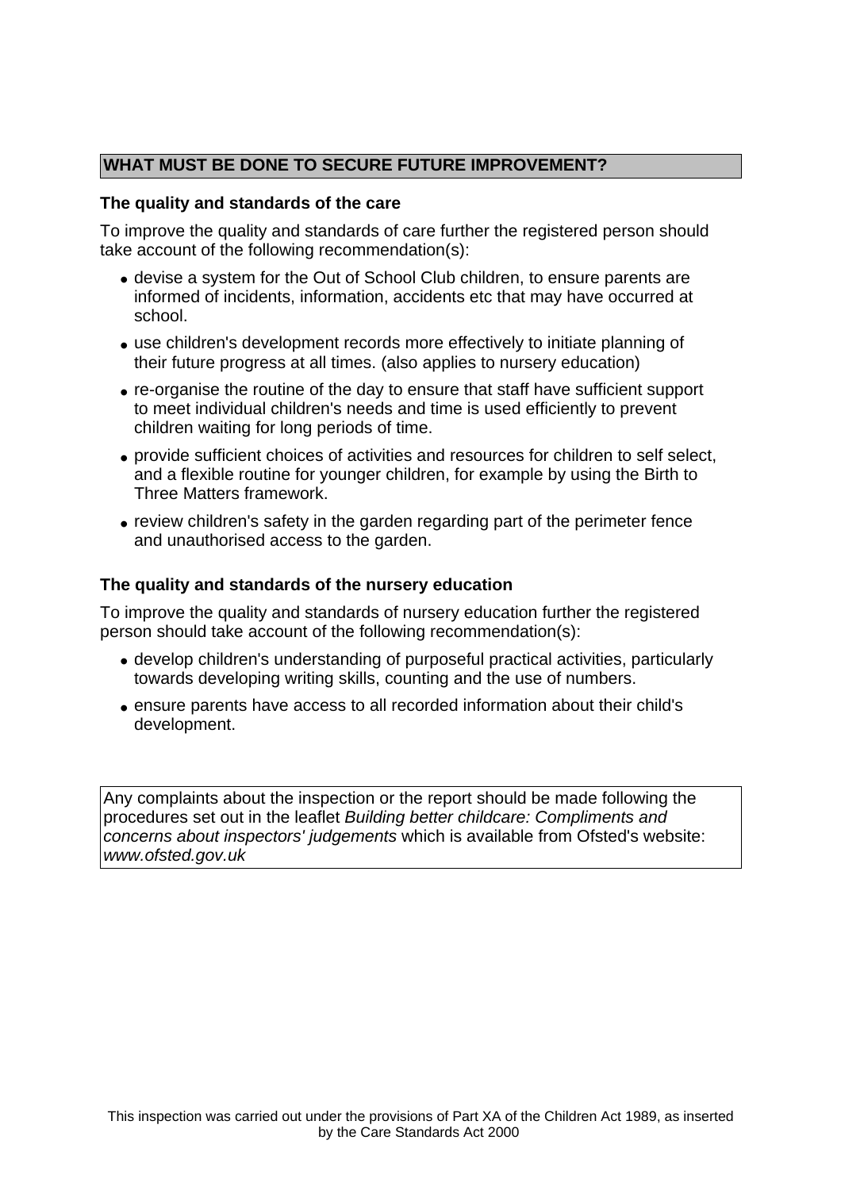## WHAT MUST BE DONE TO SECURE FUTURE IMPROVEMENT?

### The quality and standards of the care

To improve the quality and standards of care further the registered person should take account of the following recommendation(s):

- devise a system for the Out of School Club children, to ensure parents are informed of incidents, information, accidents etc that may have occurred at school.
- use children's development records more effectively to initiate planning of their future progress at all times. (also applies to nursery education)
- re-organise the routine of the day to ensure that staff have sufficient support to meet individual children's needs and time is used efficiently to prevent children waiting for long periods of time.
- provide sufficient choices of activities and resources for children to self select, and a flexible routine for younger children, for example by using the Birth to Three Matters framework.
- review children's safety in the garden regarding part of the perimeter fence and unauthorised access to the garden.

### The quality and standards of the nursery education

To improve the quality and standards of nursery education further the registered person should take account of the following recommendation(s):

- develop children's understanding of purposeful practical activities, particularly towards developing writing skills, counting and the use of numbers.
- ensure parents have access to all recorded information about their child's development.

Any complaints about the inspection or the report should be made following the procedures set out in the leaflet *Building better childcare: Compliments and concerns about inspectors' judgements* which is available from Ofsted's website: *www.ofsted.gov.uk*

This inspection was carried out under the provisions of Part XA of the Children Act 1989, as inserted by the Care Standards Act 2000